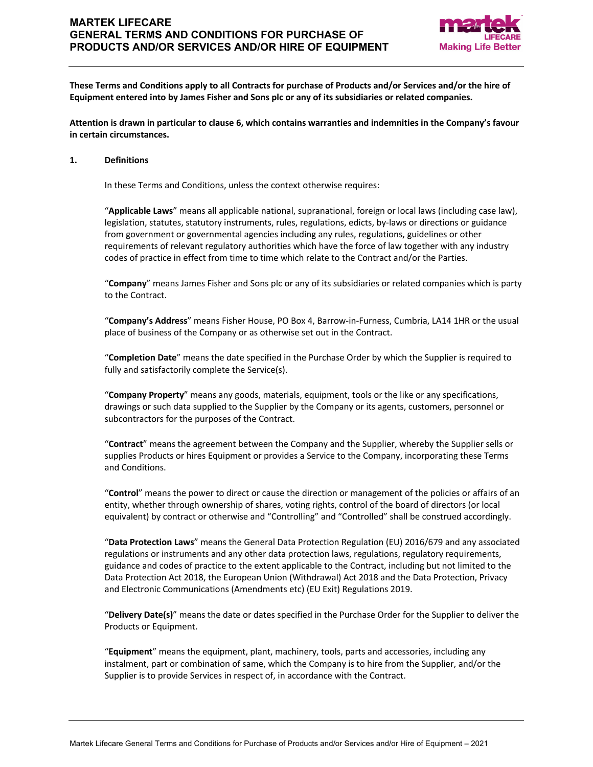# MARTEK LIFECARE
# GENERAL TERMS AND CONDITIONS FOR PURCHASE OF PRODUCTS AND/OR SERVICES AND/OR HIRE OF EQUIPMENT

**These Terms and Conditions apply to all Contracts for purchase of Products and/or Services and/or the hire of Equipment entered into by James Fisher and Sons plc or any of its subsidiaries or related companies.**

**Attention is drawn in particular to clause 6, which contains warranties and indemnities in the Company's favour in certain circumstances.**

## 1. Definitions

In these Terms and Conditions, unless the context otherwise requires:

"**Applicable Laws**" means all applicable national, supranational, foreign or local laws (including case law), legislation, statutes, statutory instruments, rules, regulations, edicts, by-laws or directions or guidance from government or governmental agencies including any rules, regulations, guidelines or other requirements of relevant regulatory authorities which have the force of law together with any industry codes of practice in effect from time to time which relate to the Contract and/or the Parties.

"**Company**" means James Fisher and Sons plc or any of its subsidiaries or related companies which is party to the Contract.

"**Company's Address**" means Fisher House, PO Box 4, Barrow-in-Furness, Cumbria, LA14 1HR or the usual place of business of the Company or as otherwise set out in the Contract.

"**Completion Date**" means the date specified in the Purchase Order by which the Supplier is required to fully and satisfactorily complete the Service(s).

"**Company Property**" means any goods, materials, equipment, tools or the like or any specifications, drawings or such data supplied to the Supplier by the Company or its agents, customers, personnel or subcontractors for the purposes of the Contract.

"**Contract**" means the agreement between the Company and the Supplier, whereby the Supplier sells or supplies Products or hires Equipment or provides a Service to the Company, incorporating these Terms and Conditions.

"**Control**" means the power to direct or cause the direction or management of the policies or affairs of an entity, whether through ownership of shares, voting rights, control of the board of directors (or local equivalent) by contract or otherwise and "Controlling" and "Controlled" shall be construed accordingly.

"**Data Protection Laws**" means the General Data Protection Regulation (EU) 2016/679 and any associated regulations or instruments and any other data protection laws, regulations, regulatory requirements, guidance and codes of practice to the extent applicable to the Contract, including but not limited to the Data Protection Act 2018, the European Union (Withdrawal) Act 2018 and the Data Protection, Privacy and Electronic Communications (Amendments etc) (EU Exit) Regulations 2019.

"**Delivery Date(s)**" means the date or dates specified in the Purchase Order for the Supplier to deliver the Products or Equipment.

"**Equipment**" means the equipment, plant, machinery, tools, parts and accessories, including any instalment, part or combination of same, which the Company is to hire from the Supplier, and/or the Supplier is to provide Services in respect of, in accordance with the Contract.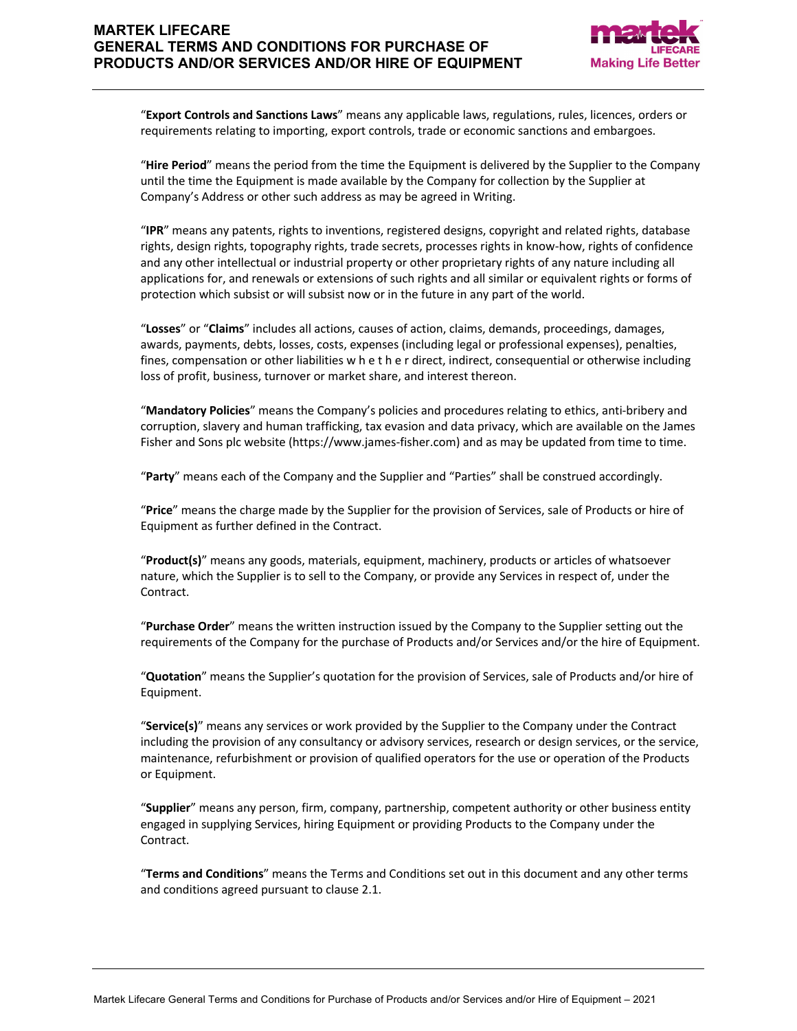"**Export Controls and Sanctions Laws**" means any applicable laws, regulations, rules, licences, orders or requirements relating to importing, export controls, trade or economic sanctions and embargoes.

"**Hire Period**" means the period from the time the Equipment is delivered by the Supplier to the Company until the time the Equipment is made available by the Company for collection by the Supplier at Company's Address or other such address as may be agreed in Writing.

"**IPR**" means any patents, rights to inventions, registered designs, copyright and related rights, database rights, design rights, topography rights, trade secrets, processes rights in know-how, rights of confidence and any other intellectual or industrial property or other proprietary rights of any nature including all applications for, and renewals or extensions of such rights and all similar or equivalent rights or forms of protection which subsist or will subsist now or in the future in any part of the world.

"**Losses**" or "**Claims**" includes all actions, causes of action, claims, demands, proceedings, damages, awards, payments, debts, losses, costs, expenses (including legal or professional expenses), penalties, fines, compensation or other liabilities w h e t h e r direct, indirect, consequential or otherwise including loss of profit, business, turnover or market share, and interest thereon.

"**Mandatory Policies**" means the Company's policies and procedures relating to ethics, anti-bribery and corruption, slavery and human trafficking, tax evasion and data privacy, which are available on the James Fisher and Sons plc website (https://www.james-fisher.com) and as may be updated from time to time.

"**Party**" means each of the Company and the Supplier and "Parties" shall be construed accordingly.

"**Price**" means the charge made by the Supplier for the provision of Services, sale of Products or hire of Equipment as further defined in the Contract.

"**Product(s)**" means any goods, materials, equipment, machinery, products or articles of whatsoever nature, which the Supplier is to sell to the Company, or provide any Services in respect of, under the Contract.

"**Purchase Order**" means the written instruction issued by the Company to the Supplier setting out the requirements of the Company for the purchase of Products and/or Services and/or the hire of Equipment.

"**Quotation**" means the Supplier's quotation for the provision of Services, sale of Products and/or hire of Equipment.

"**Service(s)**" means any services or work provided by the Supplier to the Company under the Contract including the provision of any consultancy or advisory services, research or design services, or the service, maintenance, refurbishment or provision of qualified operators for the use or operation of the Products or Equipment.

"**Supplier**" means any person, firm, company, partnership, competent authority or other business entity engaged in supplying Services, hiring Equipment or providing Products to the Company under the Contract.

"**Terms and Conditions**" means the Terms and Conditions set out in this document and any other terms and conditions agreed pursuant to clause 2.1.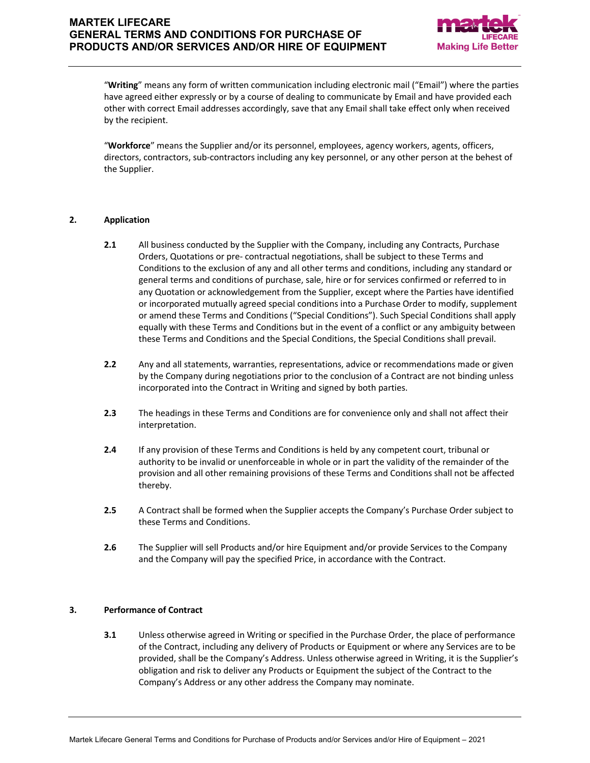"**Writing**" means any form of written communication including electronic mail ("Email") where the parties have agreed either expressly or by a course of dealing to communicate by Email and have provided each other with correct Email addresses accordingly, save that any Email shall take effect only when received by the recipient.

"**Workforce**" means the Supplier and/or its personnel, employees, agency workers, agents, officers, directors, contractors, sub-contractors including any key personnel, or any other person at the behest of the Supplier.

## 2. Application

**2.1** All business conducted by the Supplier with the Company, including any Contracts, Purchase Orders, Quotations or pre- contractual negotiations, shall be subject to these Terms and Conditions to the exclusion of any and all other terms and conditions, including any standard or general terms and conditions of purchase, sale, hire or for services confirmed or referred to in any Quotation or acknowledgement from the Supplier, except where the Parties have identified or incorporated mutually agreed special conditions into a Purchase Order to modify, supplement or amend these Terms and Conditions ("Special Conditions"). Such Special Conditions shall apply equally with these Terms and Conditions but in the event of a conflict or any ambiguity between these Terms and Conditions and the Special Conditions, the Special Conditions shall prevail.

**2.2** Any and all statements, warranties, representations, advice or recommendations made or given by the Company during negotiations prior to the conclusion of a Contract are not binding unless incorporated into the Contract in Writing and signed by both parties.

**2.3** The headings in these Terms and Conditions are for convenience only and shall not affect their interpretation.

**2.4** If any provision of these Terms and Conditions is held by any competent court, tribunal or authority to be invalid or unenforceable in whole or in part the validity of the remainder of the provision and all other remaining provisions of these Terms and Conditions shall not be affected thereby.

**2.5** A Contract shall be formed when the Supplier accepts the Company's Purchase Order subject to these Terms and Conditions.

**2.6** The Supplier will sell Products and/or hire Equipment and/or provide Services to the Company and the Company will pay the specified Price, in accordance with the Contract.

## 3. Performance of Contract

**3.1** Unless otherwise agreed in Writing or specified in the Purchase Order, the place of performance of the Contract, including any delivery of Products or Equipment or where any Services are to be provided, shall be the Company's Address. Unless otherwise agreed in Writing, it is the Supplier's obligation and risk to deliver any Products or Equipment the subject of the Contract to the Company's Address or any other address the Company may nominate.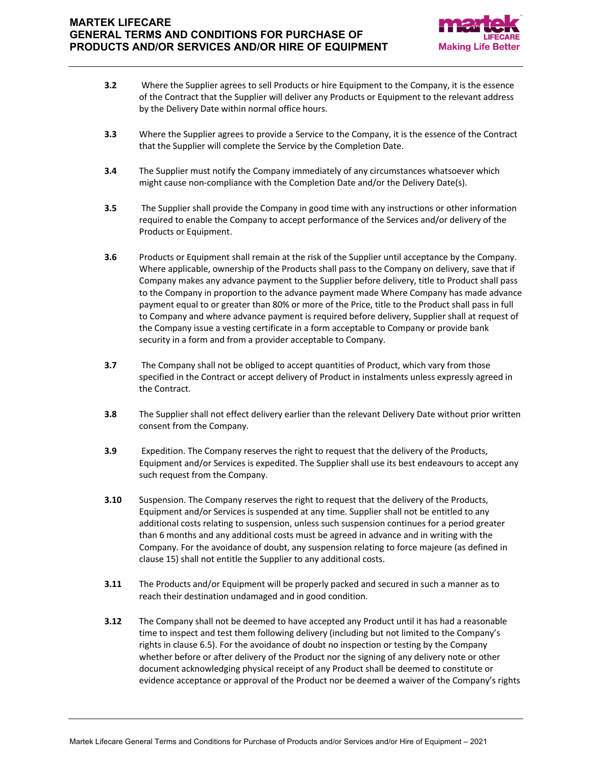**3.2** Where the Supplier agrees to sell Products or hire Equipment to the Company, it is the essence of the Contract that the Supplier will deliver any Products or Equipment to the relevant address by the Delivery Date within normal office hours.

**3.3** Where the Supplier agrees to provide a Service to the Company, it is the essence of the Contract that the Supplier will complete the Service by the Completion Date.

**3.4** The Supplier must notify the Company immediately of any circumstances whatsoever which might cause non-compliance with the Completion Date and/or the Delivery Date(s).

**3.5** The Supplier shall provide the Company in good time with any instructions or other information required to enable the Company to accept performance of the Services and/or delivery of the Products or Equipment.

**3.6** Products or Equipment shall remain at the risk of the Supplier until acceptance by the Company. Where applicable, ownership of the Products shall pass to the Company on delivery, save that if Company makes any advance payment to the Supplier before delivery, title to Product shall pass to the Company in proportion to the advance payment made Where Company has made advance payment equal to or greater than 80% or more of the Price, title to the Product shall pass in full to Company and where advance payment is required before delivery, Supplier shall at request of the Company issue a vesting certificate in a form acceptable to Company or provide bank security in a form and from a provider acceptable to Company.

**3.7** The Company shall not be obliged to accept quantities of Product, which vary from those specified in the Contract or accept delivery of Product in instalments unless expressly agreed in the Contract.

**3.8** The Supplier shall not effect delivery earlier than the relevant Delivery Date without prior written consent from the Company.

**3.9** Expedition. The Company reserves the right to request that the delivery of the Products, Equipment and/or Services is expedited. The Supplier shall use its best endeavours to accept any such request from the Company.

**3.10** Suspension. The Company reserves the right to request that the delivery of the Products, Equipment and/or Services is suspended at any time. Supplier shall not be entitled to any additional costs relating to suspension, unless such suspension continues for a period greater than 6 months and any additional costs must be agreed in advance and in writing with the Company. For the avoidance of doubt, any suspension relating to force majeure (as defined in clause 15) shall not entitle the Supplier to any additional costs.

**3.11** The Products and/or Equipment will be properly packed and secured in such a manner as to reach their destination undamaged and in good condition.

**3.12** The Company shall not be deemed to have accepted any Product until it has had a reasonable time to inspect and test them following delivery (including but not limited to the Company's rights in clause 6.5). For the avoidance of doubt no inspection or testing by the Company whether before or after delivery of the Product nor the signing of any delivery note or other document acknowledging physical receipt of any Product shall be deemed to constitute or evidence acceptance or approval of the Product nor be deemed a waiver of the Company's rights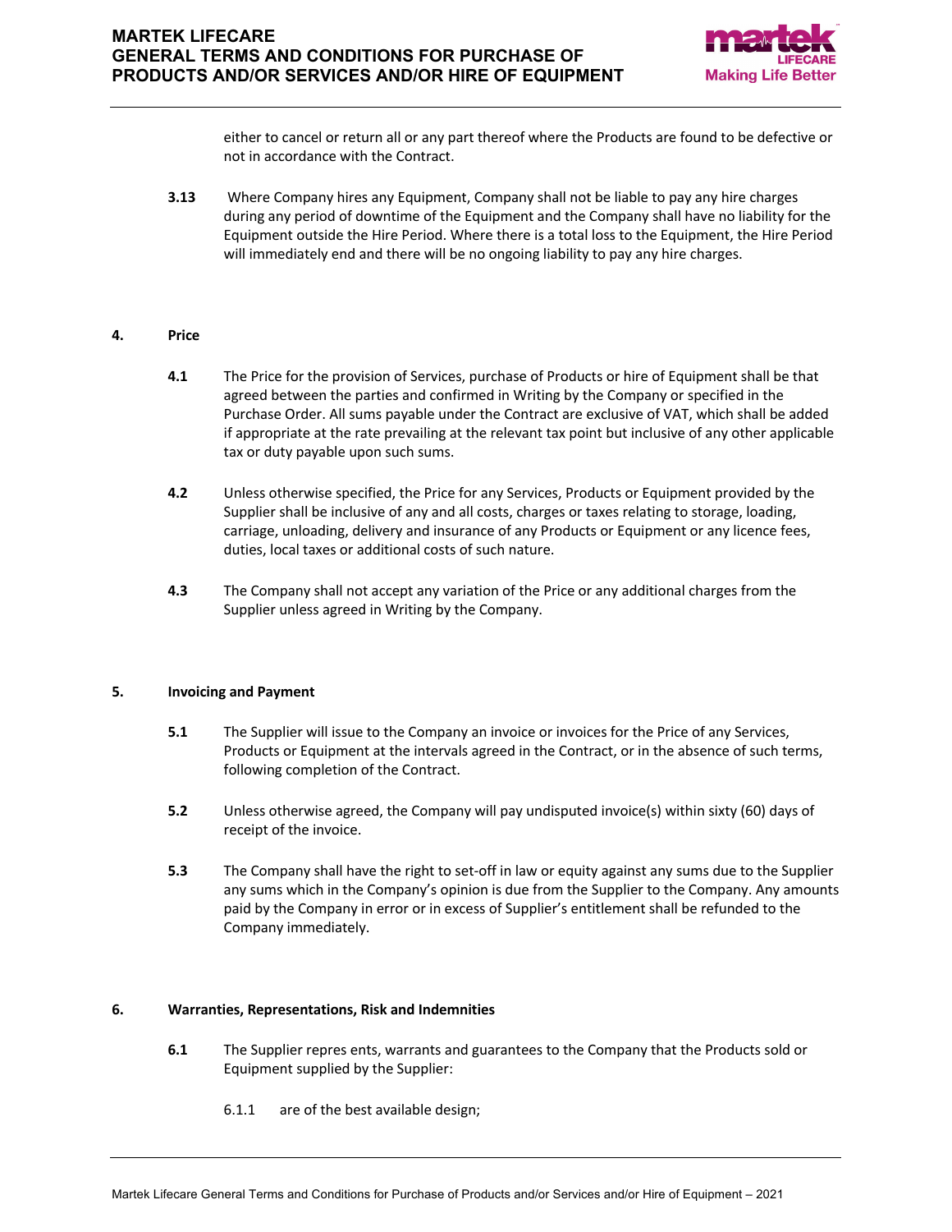either to cancel or return all or any part thereof where the Products are found to be defective or not in accordance with the Contract.

**3.13** Where Company hires any Equipment, Company shall not be liable to pay any hire charges during any period of downtime of the Equipment and the Company shall have no liability for the Equipment outside the Hire Period. Where there is a total loss to the Equipment, the Hire Period will immediately end and there will be no ongoing liability to pay any hire charges.

## 4. Price

**4.1** The Price for the provision of Services, purchase of Products or hire of Equipment shall be that agreed between the parties and confirmed in Writing by the Company or specified in the Purchase Order. All sums payable under the Contract are exclusive of VAT, which shall be added if appropriate at the rate prevailing at the relevant tax point but inclusive of any other applicable tax or duty payable upon such sums.

**4.2** Unless otherwise specified, the Price for any Services, Products or Equipment provided by the Supplier shall be inclusive of any and all costs, charges or taxes relating to storage, loading, carriage, unloading, delivery and insurance of any Products or Equipment or any licence fees, duties, local taxes or additional costs of such nature.

**4.3** The Company shall not accept any variation of the Price or any additional charges from the Supplier unless agreed in Writing by the Company.

## 5. Invoicing and Payment

**5.1** The Supplier will issue to the Company an invoice or invoices for the Price of any Services, Products or Equipment at the intervals agreed in the Contract, or in the absence of such terms, following completion of the Contract.

**5.2** Unless otherwise agreed, the Company will pay undisputed invoice(s) within sixty (60) days of receipt of the invoice.

**5.3** The Company shall have the right to set-off in law or equity against any sums due to the Supplier any sums which in the Company's opinion is due from the Supplier to the Company. Any amounts paid by the Company in error or in excess of Supplier's entitlement shall be refunded to the Company immediately.

## 6. Warranties, Representations, Risk and Indemnities

**6.1** The Supplier repres ents, warrants and guarantees to the Company that the Products sold or Equipment supplied by the Supplier:

6.1.1 are of the best available design;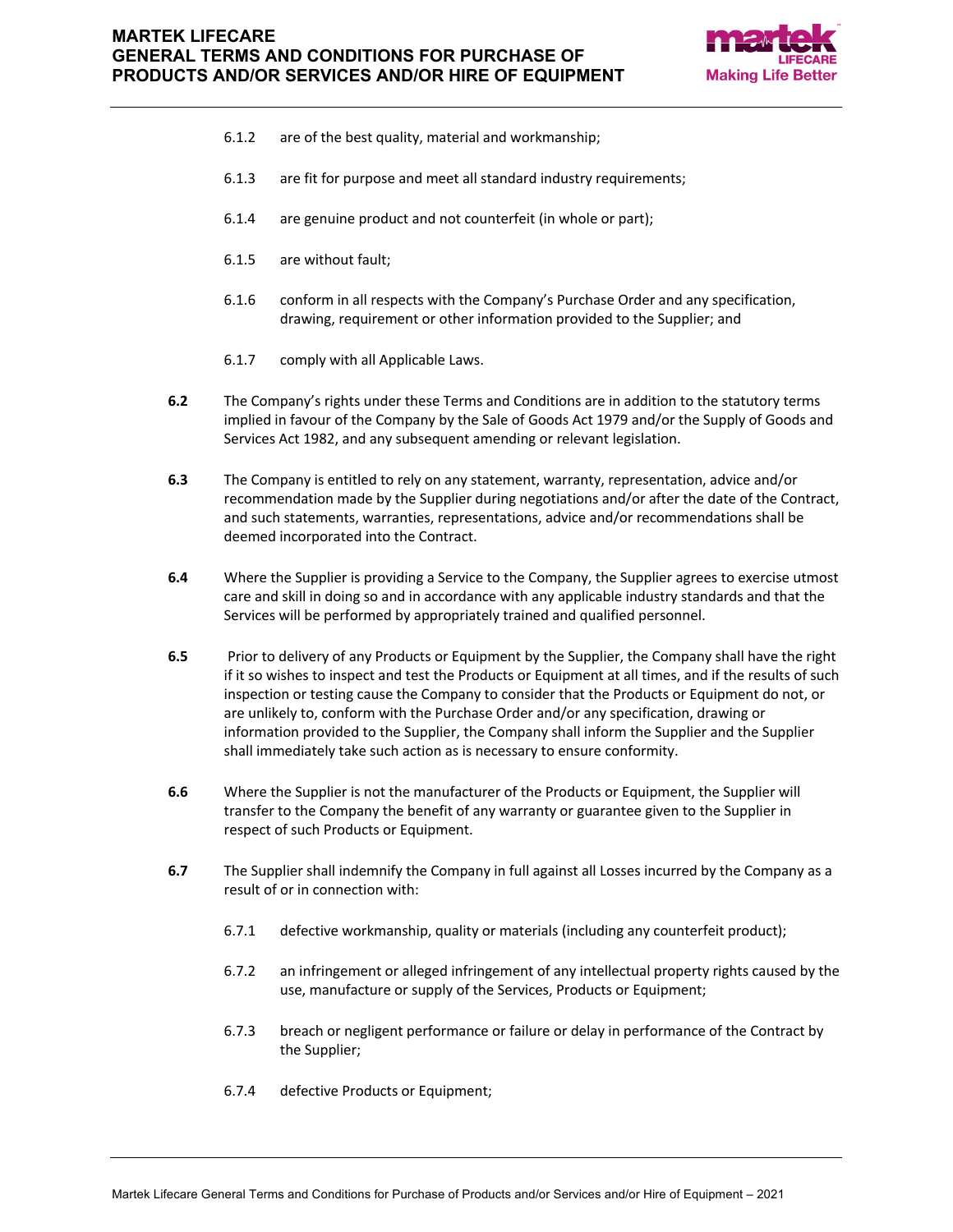6.1.2 are of the best quality, material and workmanship;

6.1.3 are fit for purpose and meet all standard industry requirements;

6.1.4 are genuine product and not counterfeit (in whole or part);

6.1.5 are without fault;

6.1.6 conform in all respects with the Company's Purchase Order and any specification, drawing, requirement or other information provided to the Supplier; and

6.1.7 comply with all Applicable Laws.

**6.2** The Company's rights under these Terms and Conditions are in addition to the statutory terms implied in favour of the Company by the Sale of Goods Act 1979 and/or the Supply of Goods and Services Act 1982, and any subsequent amending or relevant legislation.

**6.3** The Company is entitled to rely on any statement, warranty, representation, advice and/or recommendation made by the Supplier during negotiations and/or after the date of the Contract, and such statements, warranties, representations, advice and/or recommendations shall be deemed incorporated into the Contract.

**6.4** Where the Supplier is providing a Service to the Company, the Supplier agrees to exercise utmost care and skill in doing so and in accordance with any applicable industry standards and that the Services will be performed by appropriately trained and qualified personnel.

**6.5** Prior to delivery of any Products or Equipment by the Supplier, the Company shall have the right if it so wishes to inspect and test the Products or Equipment at all times, and if the results of such inspection or testing cause the Company to consider that the Products or Equipment do not, or are unlikely to, conform with the Purchase Order and/or any specification, drawing or information provided to the Supplier, the Company shall inform the Supplier and the Supplier shall immediately take such action as is necessary to ensure conformity.

**6.6** Where the Supplier is not the manufacturer of the Products or Equipment, the Supplier will transfer to the Company the benefit of any warranty or guarantee given to the Supplier in respect of such Products or Equipment.

**6.7** The Supplier shall indemnify the Company in full against all Losses incurred by the Company as a result of or in connection with:

6.7.1 defective workmanship, quality or materials (including any counterfeit product);

6.7.2 an infringement or alleged infringement of any intellectual property rights caused by the use, manufacture or supply of the Services, Products or Equipment;

6.7.3 breach or negligent performance or failure or delay in performance of the Contract by the Supplier;

6.7.4 defective Products or Equipment;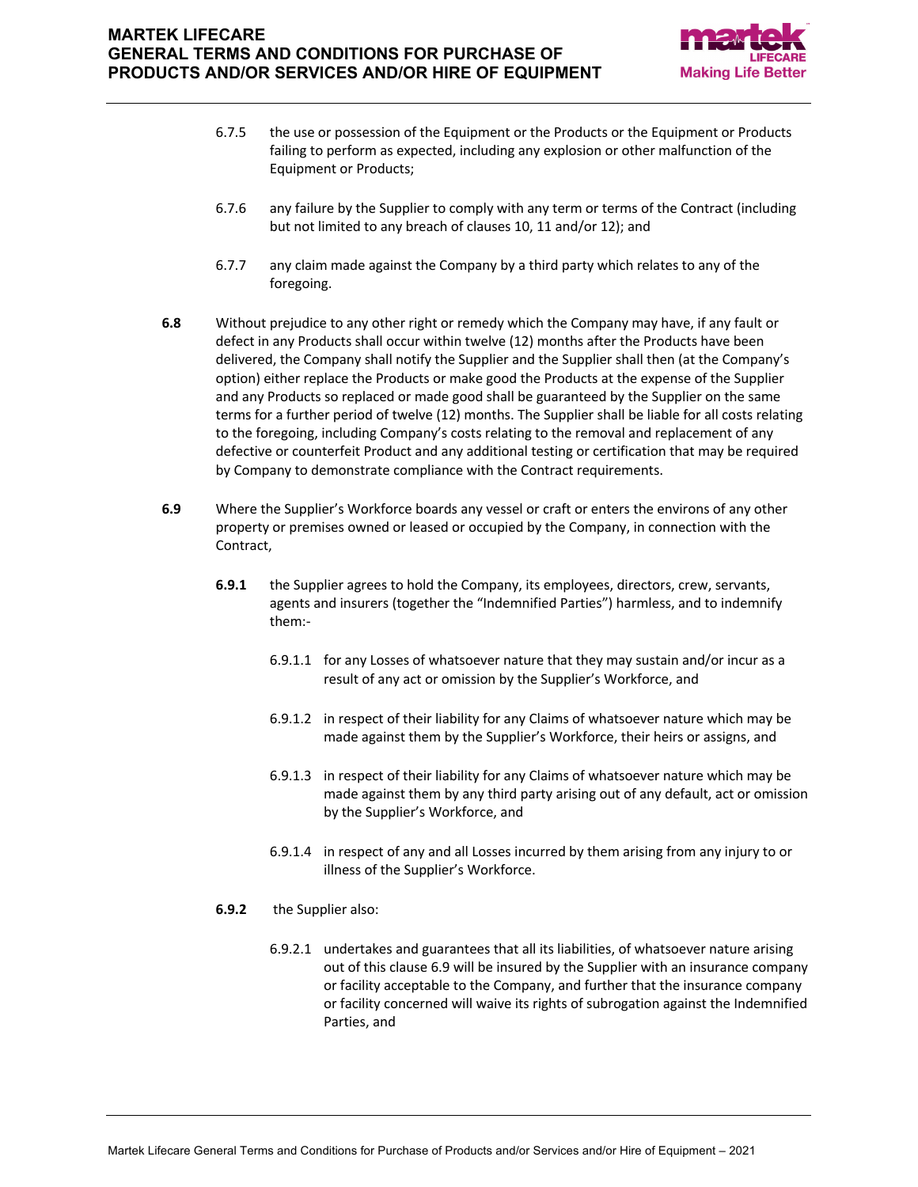6.7.5 the use or possession of the Equipment or the Products or the Equipment or Products failing to perform as expected, including any explosion or other malfunction of the Equipment or Products;

6.7.6 any failure by the Supplier to comply with any term or terms of the Contract (including but not limited to any breach of clauses 10, 11 and/or 12); and

6.7.7 any claim made against the Company by a third party which relates to any of the foregoing.

**6.8** Without prejudice to any other right or remedy which the Company may have, if any fault or defect in any Products shall occur within twelve (12) months after the Products have been delivered, the Company shall notify the Supplier and the Supplier shall then (at the Company's option) either replace the Products or make good the Products at the expense of the Supplier and any Products so replaced or made good shall be guaranteed by the Supplier on the same terms for a further period of twelve (12) months. The Supplier shall be liable for all costs relating to the foregoing, including Company's costs relating to the removal and replacement of any defective or counterfeit Product and any additional testing or certification that may be required by Company to demonstrate compliance with the Contract requirements.

**6.9** Where the Supplier's Workforce boards any vessel or craft or enters the environs of any other property or premises owned or leased or occupied by the Company, in connection with the Contract,

**6.9.1** the Supplier agrees to hold the Company, its employees, directors, crew, servants, agents and insurers (together the "Indemnified Parties") harmless, and to indemnify them:-

6.9.1.1 for any Losses of whatsoever nature that they may sustain and/or incur as a result of any act or omission by the Supplier's Workforce, and

6.9.1.2 in respect of their liability for any Claims of whatsoever nature which may be made against them by the Supplier's Workforce, their heirs or assigns, and

6.9.1.3 in respect of their liability for any Claims of whatsoever nature which may be made against them by any third party arising out of any default, act or omission by the Supplier's Workforce, and

6.9.1.4 in respect of any and all Losses incurred by them arising from any injury to or illness of the Supplier's Workforce.

**6.9.2** the Supplier also:

6.9.2.1 undertakes and guarantees that all its liabilities, of whatsoever nature arising out of this clause 6.9 will be insured by the Supplier with an insurance company or facility acceptable to the Company, and further that the insurance company or facility concerned will waive its rights of subrogation against the Indemnified Parties, and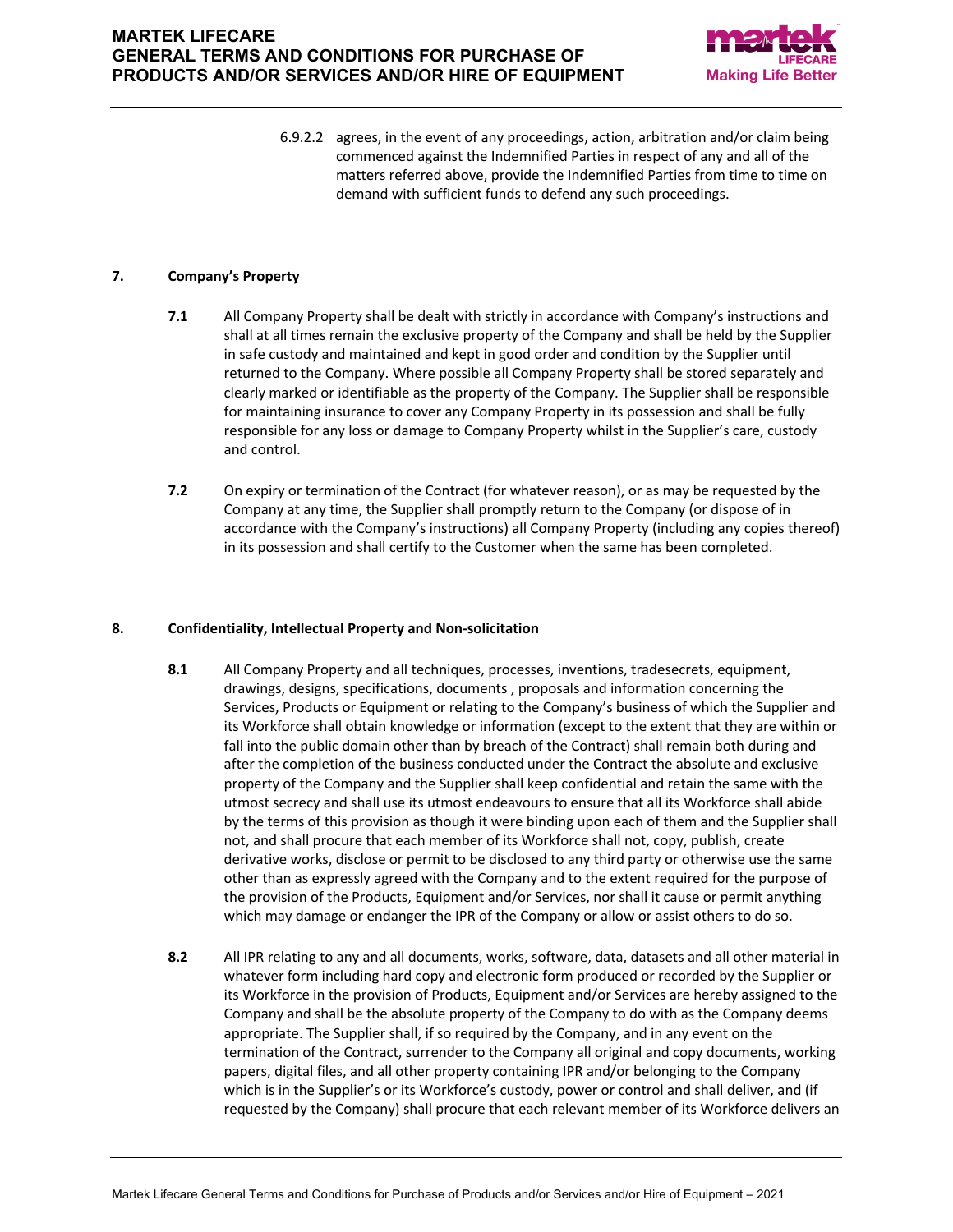6.9.2.2 agrees, in the event of any proceedings, action, arbitration and/or claim being commenced against the Indemnified Parties in respect of any and all of the matters referred above, provide the Indemnified Parties from time to time on demand with sufficient funds to defend any such proceedings.

## 7. Company's Property

**7.1** All Company Property shall be dealt with strictly in accordance with Company's instructions and shall at all times remain the exclusive property of the Company and shall be held by the Supplier in safe custody and maintained and kept in good order and condition by the Supplier until returned to the Company. Where possible all Company Property shall be stored separately and clearly marked or identifiable as the property of the Company. The Supplier shall be responsible for maintaining insurance to cover any Company Property in its possession and shall be fully responsible for any loss or damage to Company Property whilst in the Supplier's care, custody and control.

**7.2** On expiry or termination of the Contract (for whatever reason), or as may be requested by the Company at any time, the Supplier shall promptly return to the Company (or dispose of in accordance with the Company's instructions) all Company Property (including any copies thereof) in its possession and shall certify to the Customer when the same has been completed.

## 8. Confidentiality, Intellectual Property and Non-solicitation

**8.1** All Company Property and all techniques, processes, inventions, tradesecrets, equipment, drawings, designs, specifications, documents , proposals and information concerning the Services, Products or Equipment or relating to the Company's business of which the Supplier and its Workforce shall obtain knowledge or information (except to the extent that they are within or fall into the public domain other than by breach of the Contract) shall remain both during and after the completion of the business conducted under the Contract the absolute and exclusive property of the Company and the Supplier shall keep confidential and retain the same with the utmost secrecy and shall use its utmost endeavours to ensure that all its Workforce shall abide by the terms of this provision as though it were binding upon each of them and the Supplier shall not, and shall procure that each member of its Workforce shall not, copy, publish, create derivative works, disclose or permit to be disclosed to any third party or otherwise use the same other than as expressly agreed with the Company and to the extent required for the purpose of the provision of the Products, Equipment and/or Services, nor shall it cause or permit anything which may damage or endanger the IPR of the Company or allow or assist others to do so.

**8.2** All IPR relating to any and all documents, works, software, data, datasets and all other material in whatever form including hard copy and electronic form produced or recorded by the Supplier or its Workforce in the provision of Products, Equipment and/or Services are hereby assigned to the Company and shall be the absolute property of the Company to do with as the Company deems appropriate. The Supplier shall, if so required by the Company, and in any event on the termination of the Contract, surrender to the Company all original and copy documents, working papers, digital files, and all other property containing IPR and/or belonging to the Company which is in the Supplier's or its Workforce's custody, power or control and shall deliver, and (if requested by the Company) shall procure that each relevant member of its Workforce delivers an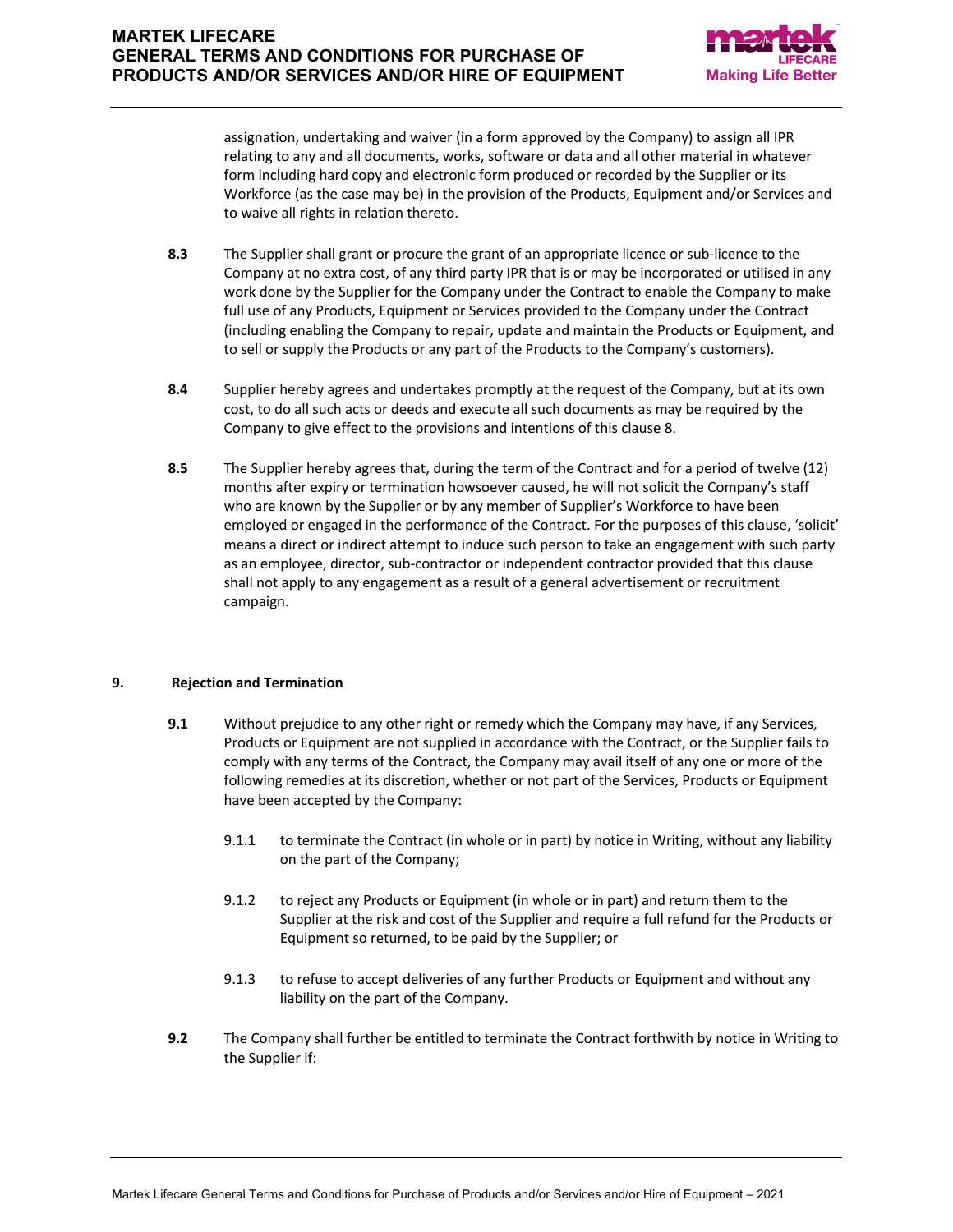assignation, undertaking and waiver (in a form approved by the Company) to assign all IPR relating to any and all documents, works, software or data and all other material in whatever form including hard copy and electronic form produced or recorded by the Supplier or its Workforce (as the case may be) in the provision of the Products, Equipment and/or Services and to waive all rights in relation thereto.

**8.3** The Supplier shall grant or procure the grant of an appropriate licence or sub-licence to the Company at no extra cost, of any third party IPR that is or may be incorporated or utilised in any work done by the Supplier for the Company under the Contract to enable the Company to make full use of any Products, Equipment or Services provided to the Company under the Contract (including enabling the Company to repair, update and maintain the Products or Equipment, and to sell or supply the Products or any part of the Products to the Company's customers).

**8.4** Supplier hereby agrees and undertakes promptly at the request of the Company, but at its own cost, to do all such acts or deeds and execute all such documents as may be required by the Company to give effect to the provisions and intentions of this clause 8.

**8.5** The Supplier hereby agrees that, during the term of the Contract and for a period of twelve (12) months after expiry or termination howsoever caused, he will not solicit the Company's staff who are known by the Supplier or by any member of Supplier's Workforce to have been employed or engaged in the performance of the Contract. For the purposes of this clause, 'solicit' means a direct or indirect attempt to induce such person to take an engagement with such party as an employee, director, sub-contractor or independent contractor provided that this clause shall not apply to any engagement as a result of a general advertisement or recruitment campaign.

## 9. Rejection and Termination

**9.1** Without prejudice to any other right or remedy which the Company may have, if any Services, Products or Equipment are not supplied in accordance with the Contract, or the Supplier fails to comply with any terms of the Contract, the Company may avail itself of any one or more of the following remedies at its discretion, whether or not part of the Services, Products or Equipment have been accepted by the Company:

9.1.1 to terminate the Contract (in whole or in part) by notice in Writing, without any liability on the part of the Company;

9.1.2 to reject any Products or Equipment (in whole or in part) and return them to the Supplier at the risk and cost of the Supplier and require a full refund for the Products or Equipment so returned, to be paid by the Supplier; or

9.1.3 to refuse to accept deliveries of any further Products or Equipment and without any liability on the part of the Company.

**9.2** The Company shall further be entitled to terminate the Contract forthwith by notice in Writing to the Supplier if: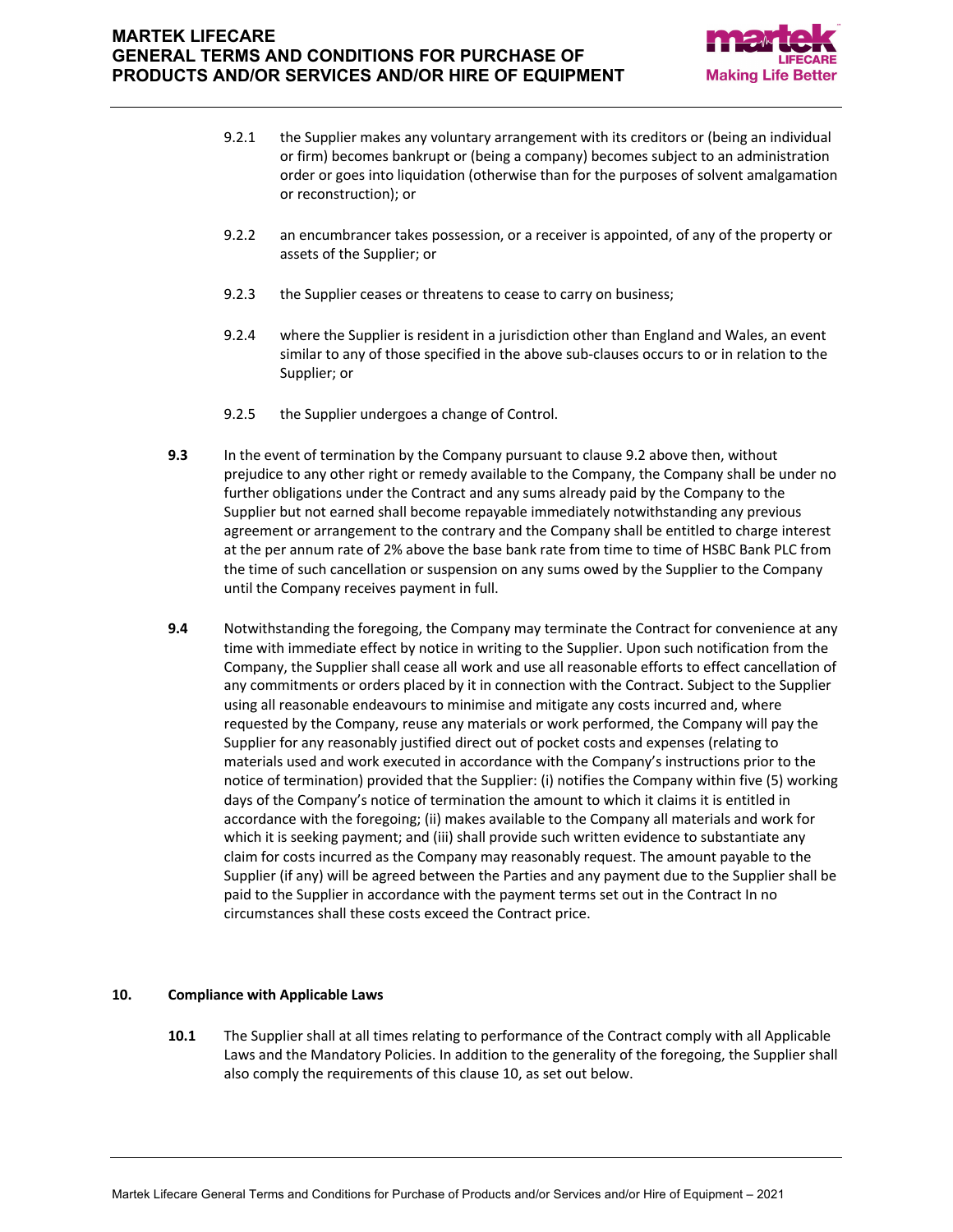9.2.1 the Supplier makes any voluntary arrangement with its creditors or (being an individual or firm) becomes bankrupt or (being a company) becomes subject to an administration order or goes into liquidation (otherwise than for the purposes of solvent amalgamation or reconstruction); or

9.2.2 an encumbrancer takes possession, or a receiver is appointed, of any of the property or assets of the Supplier; or

9.2.3 the Supplier ceases or threatens to cease to carry on business;

9.2.4 where the Supplier is resident in a jurisdiction other than England and Wales, an event similar to any of those specified in the above sub-clauses occurs to or in relation to the Supplier; or

9.2.5 the Supplier undergoes a change of Control.

**9.3** In the event of termination by the Company pursuant to clause 9.2 above then, without prejudice to any other right or remedy available to the Company, the Company shall be under no further obligations under the Contract and any sums already paid by the Company to the Supplier but not earned shall become repayable immediately notwithstanding any previous agreement or arrangement to the contrary and the Company shall be entitled to charge interest at the per annum rate of 2% above the base bank rate from time to time of HSBC Bank PLC from the time of such cancellation or suspension on any sums owed by the Supplier to the Company until the Company receives payment in full.

**9.4** Notwithstanding the foregoing, the Company may terminate the Contract for convenience at any time with immediate effect by notice in writing to the Supplier. Upon such notification from the Company, the Supplier shall cease all work and use all reasonable efforts to effect cancellation of any commitments or orders placed by it in connection with the Contract. Subject to the Supplier using all reasonable endeavours to minimise and mitigate any costs incurred and, where requested by the Company, reuse any materials or work performed, the Company will pay the Supplier for any reasonably justified direct out of pocket costs and expenses (relating to materials used and work executed in accordance with the Company's instructions prior to the notice of termination) provided that the Supplier: (i) notifies the Company within five (5) working days of the Company's notice of termination the amount to which it claims it is entitled in accordance with the foregoing; (ii) makes available to the Company all materials and work for which it is seeking payment; and (iii) shall provide such written evidence to substantiate any claim for costs incurred as the Company may reasonably request. The amount payable to the Supplier (if any) will be agreed between the Parties and any payment due to the Supplier shall be paid to the Supplier in accordance with the payment terms set out in the Contract In no circumstances shall these costs exceed the Contract price.

## 10. Compliance with Applicable Laws

**10.1** The Supplier shall at all times relating to performance of the Contract comply with all Applicable Laws and the Mandatory Policies. In addition to the generality of the foregoing, the Supplier shall also comply the requirements of this clause 10, as set out below.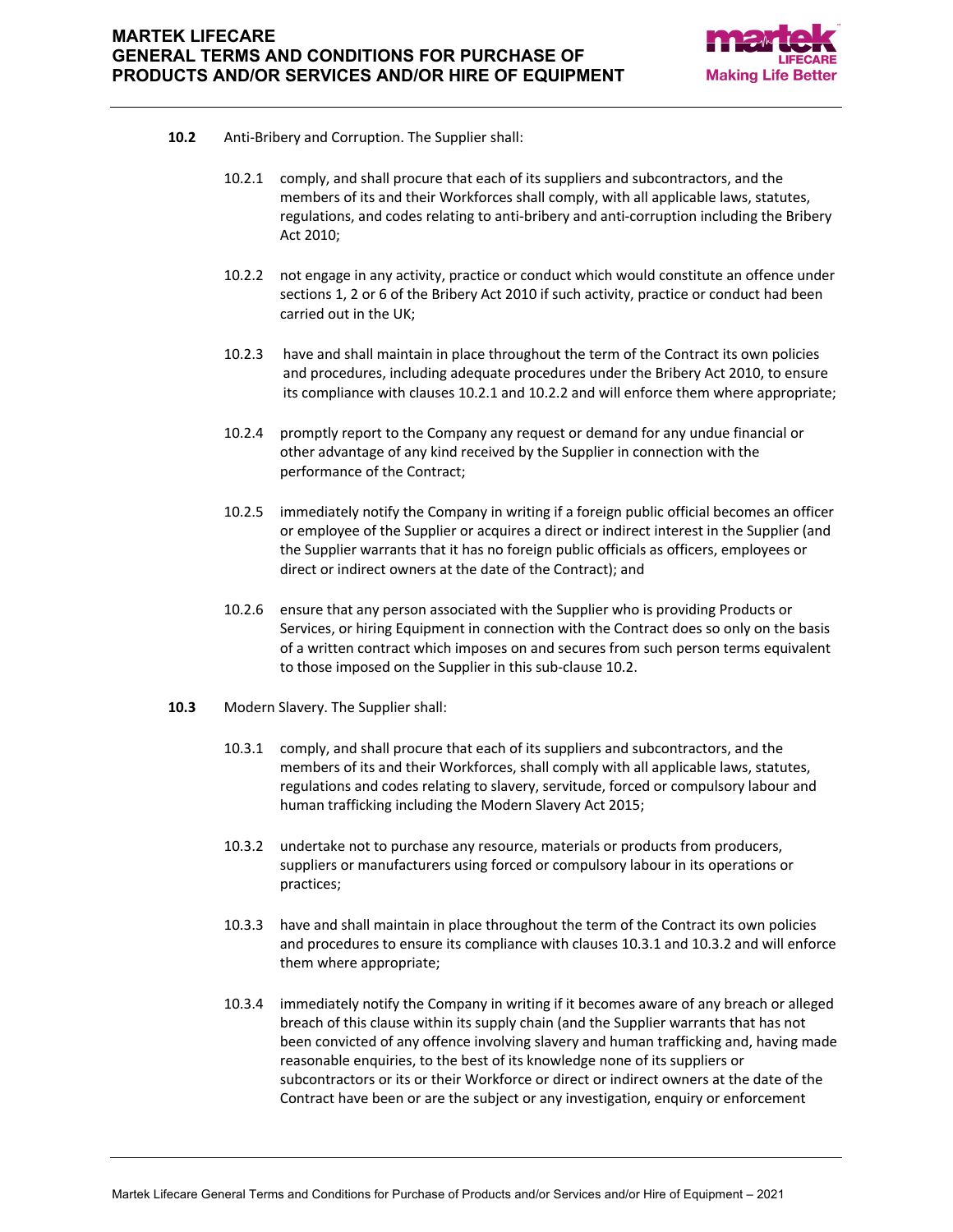**10.2** Anti-Bribery and Corruption. The Supplier shall:

10.2.1 comply, and shall procure that each of its suppliers and subcontractors, and the members of its and their Workforces shall comply, with all applicable laws, statutes, regulations, and codes relating to anti-bribery and anti-corruption including the Bribery Act 2010;

10.2.2 not engage in any activity, practice or conduct which would constitute an offence under sections 1, 2 or 6 of the Bribery Act 2010 if such activity, practice or conduct had been carried out in the UK;

10.2.3 have and shall maintain in place throughout the term of the Contract its own policies and procedures, including adequate procedures under the Bribery Act 2010, to ensure its compliance with clauses 10.2.1 and 10.2.2 and will enforce them where appropriate;

10.2.4 promptly report to the Company any request or demand for any undue financial or other advantage of any kind received by the Supplier in connection with the performance of the Contract;

10.2.5 immediately notify the Company in writing if a foreign public official becomes an officer or employee of the Supplier or acquires a direct or indirect interest in the Supplier (and the Supplier warrants that it has no foreign public officials as officers, employees or direct or indirect owners at the date of the Contract); and

10.2.6 ensure that any person associated with the Supplier who is providing Products or Services, or hiring Equipment in connection with the Contract does so only on the basis of a written contract which imposes on and secures from such person terms equivalent to those imposed on the Supplier in this sub-clause 10.2.

**10.3** Modern Slavery. The Supplier shall:

10.3.1 comply, and shall procure that each of its suppliers and subcontractors, and the members of its and their Workforces, shall comply with all applicable laws, statutes, regulations and codes relating to slavery, servitude, forced or compulsory labour and human trafficking including the Modern Slavery Act 2015;

10.3.2 undertake not to purchase any resource, materials or products from producers, suppliers or manufacturers using forced or compulsory labour in its operations or practices;

10.3.3 have and shall maintain in place throughout the term of the Contract its own policies and procedures to ensure its compliance with clauses 10.3.1 and 10.3.2 and will enforce them where appropriate;

10.3.4 immediately notify the Company in writing if it becomes aware of any breach or alleged breach of this clause within its supply chain (and the Supplier warrants that has not been convicted of any offence involving slavery and human trafficking and, having made reasonable enquiries, to the best of its knowledge none of its suppliers or subcontractors or its or their Workforce or direct or indirect owners at the date of the Contract have been or are the subject or any investigation, enquiry or enforcement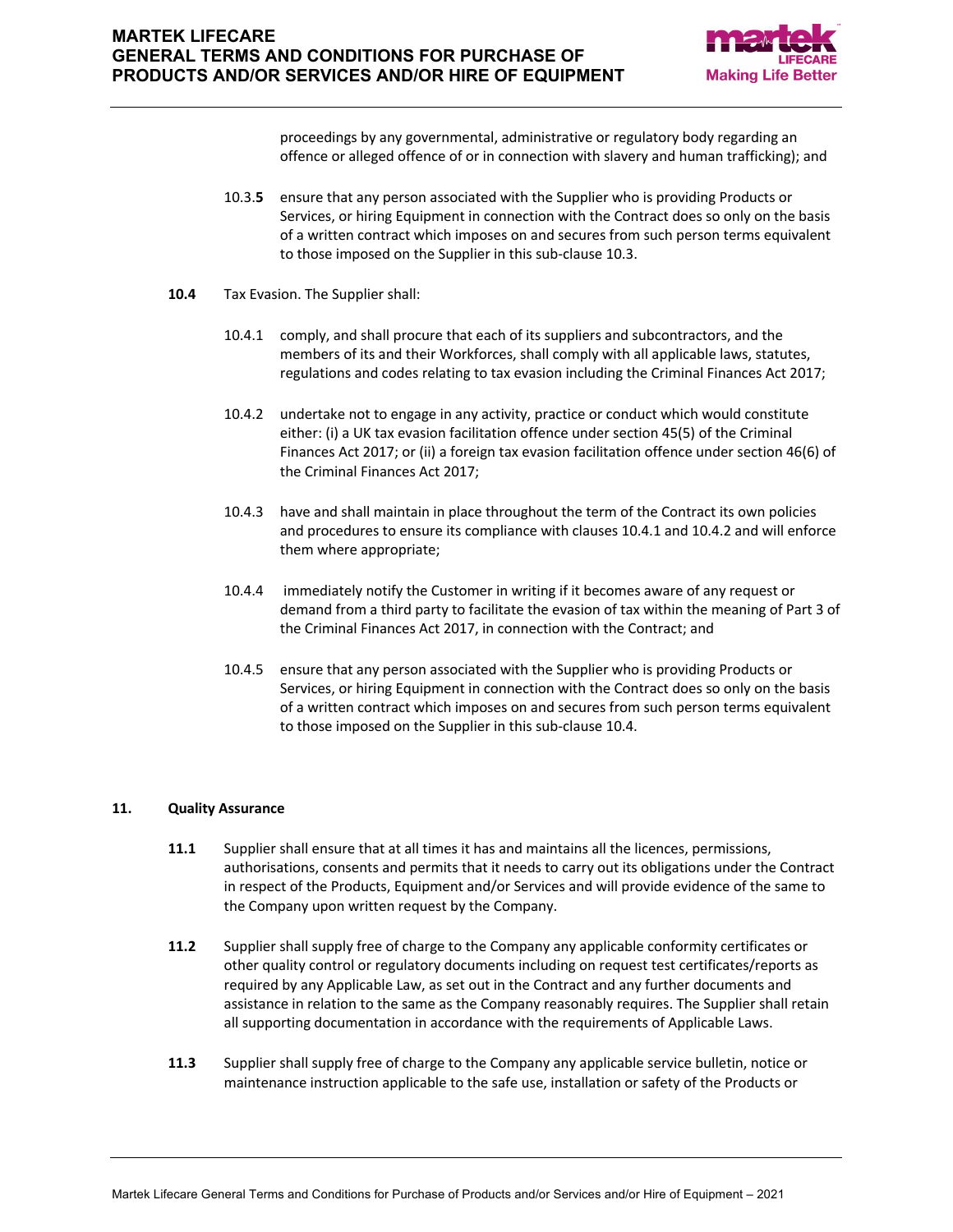proceedings by any governmental, administrative or regulatory body regarding an offence or alleged offence of or in connection with slavery and human trafficking); and

10.3.**5** ensure that any person associated with the Supplier who is providing Products or Services, or hiring Equipment in connection with the Contract does so only on the basis of a written contract which imposes on and secures from such person terms equivalent to those imposed on the Supplier in this sub-clause 10.3.

**10.4** Tax Evasion. The Supplier shall:

10.4.1 comply, and shall procure that each of its suppliers and subcontractors, and the members of its and their Workforces, shall comply with all applicable laws, statutes, regulations and codes relating to tax evasion including the Criminal Finances Act 2017;

10.4.2 undertake not to engage in any activity, practice or conduct which would constitute either: (i) a UK tax evasion facilitation offence under section 45(5) of the Criminal Finances Act 2017; or (ii) a foreign tax evasion facilitation offence under section 46(6) of the Criminal Finances Act 2017;

10.4.3 have and shall maintain in place throughout the term of the Contract its own policies and procedures to ensure its compliance with clauses 10.4.1 and 10.4.2 and will enforce them where appropriate;

10.4.4 immediately notify the Customer in writing if it becomes aware of any request or demand from a third party to facilitate the evasion of tax within the meaning of Part 3 of the Criminal Finances Act 2017, in connection with the Contract; and

10.4.5 ensure that any person associated with the Supplier who is providing Products or Services, or hiring Equipment in connection with the Contract does so only on the basis of a written contract which imposes on and secures from such person terms equivalent to those imposed on the Supplier in this sub-clause 10.4.

## 11. Quality Assurance

**11.1** Supplier shall ensure that at all times it has and maintains all the licences, permissions, authorisations, consents and permits that it needs to carry out its obligations under the Contract in respect of the Products, Equipment and/or Services and will provide evidence of the same to the Company upon written request by the Company.

**11.2** Supplier shall supply free of charge to the Company any applicable conformity certificates or other quality control or regulatory documents including on request test certificates/reports as required by any Applicable Law, as set out in the Contract and any further documents and assistance in relation to the same as the Company reasonably requires. The Supplier shall retain all supporting documentation in accordance with the requirements of Applicable Laws.

**11.3** Supplier shall supply free of charge to the Company any applicable service bulletin, notice or maintenance instruction applicable to the safe use, installation or safety of the Products or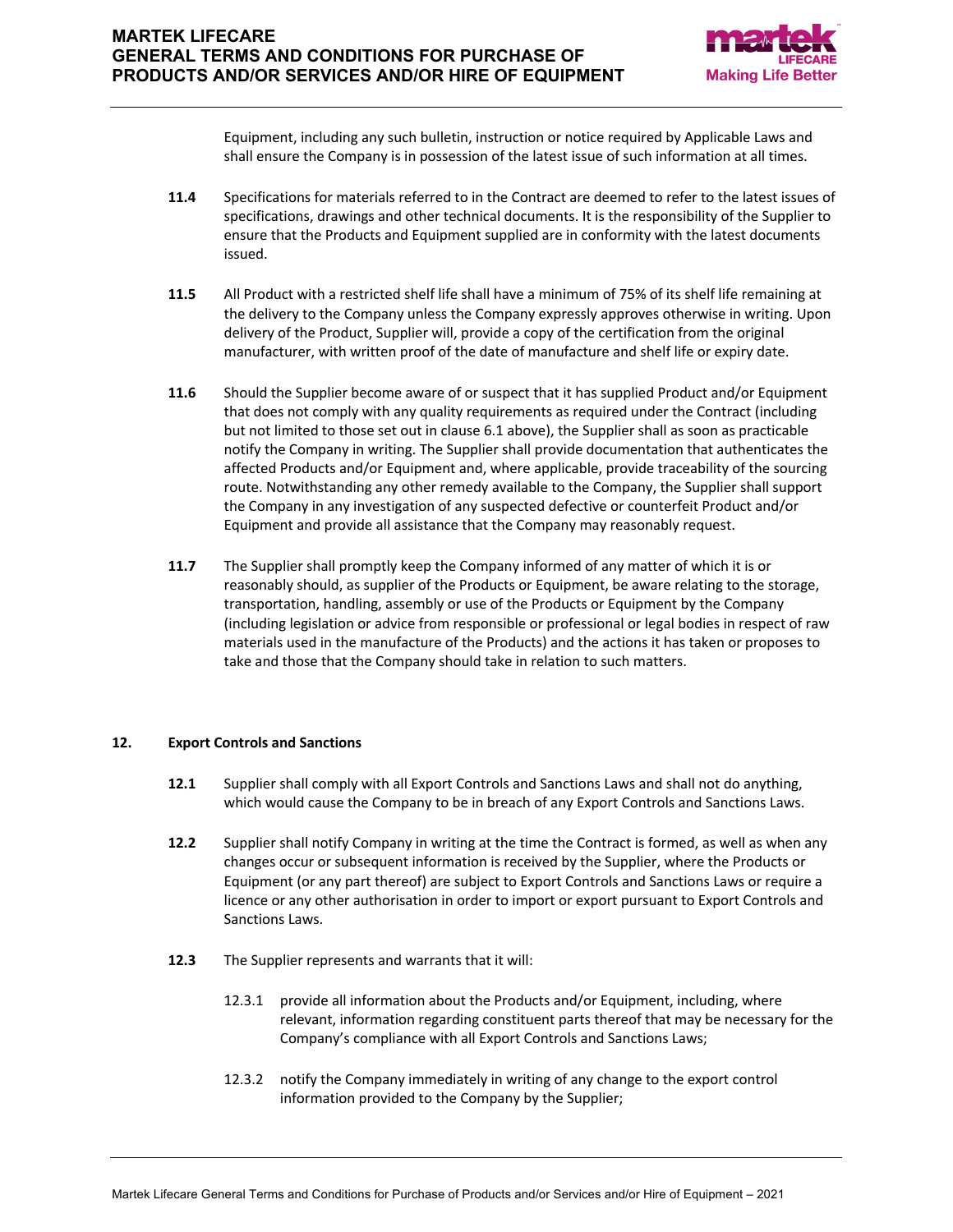Equipment, including any such bulletin, instruction or notice required by Applicable Laws and shall ensure the Company is in possession of the latest issue of such information at all times.

**11.4** Specifications for materials referred to in the Contract are deemed to refer to the latest issues of specifications, drawings and other technical documents. It is the responsibility of the Supplier to ensure that the Products and Equipment supplied are in conformity with the latest documents issued.

**11.5** All Product with a restricted shelf life shall have a minimum of 75% of its shelf life remaining at the delivery to the Company unless the Company expressly approves otherwise in writing. Upon delivery of the Product, Supplier will, provide a copy of the certification from the original manufacturer, with written proof of the date of manufacture and shelf life or expiry date.

**11.6** Should the Supplier become aware of or suspect that it has supplied Product and/or Equipment that does not comply with any quality requirements as required under the Contract (including but not limited to those set out in clause 6.1 above), the Supplier shall as soon as practicable notify the Company in writing. The Supplier shall provide documentation that authenticates the affected Products and/or Equipment and, where applicable, provide traceability of the sourcing route. Notwithstanding any other remedy available to the Company, the Supplier shall support the Company in any investigation of any suspected defective or counterfeit Product and/or Equipment and provide all assistance that the Company may reasonably request.

**11.7** The Supplier shall promptly keep the Company informed of any matter of which it is or reasonably should, as supplier of the Products or Equipment, be aware relating to the storage, transportation, handling, assembly or use of the Products or Equipment by the Company (including legislation or advice from responsible or professional or legal bodies in respect of raw materials used in the manufacture of the Products) and the actions it has taken or proposes to take and those that the Company should take in relation to such matters.

## 12. Export Controls and Sanctions

**12.1** Supplier shall comply with all Export Controls and Sanctions Laws and shall not do anything, which would cause the Company to be in breach of any Export Controls and Sanctions Laws.

**12.2** Supplier shall notify Company in writing at the time the Contract is formed, as well as when any changes occur or subsequent information is received by the Supplier, where the Products or Equipment (or any part thereof) are subject to Export Controls and Sanctions Laws or require a licence or any other authorisation in order to import or export pursuant to Export Controls and Sanctions Laws.

**12.3** The Supplier represents and warrants that it will:

12.3.1 provide all information about the Products and/or Equipment, including, where relevant, information regarding constituent parts thereof that may be necessary for the Company's compliance with all Export Controls and Sanctions Laws;

12.3.2 notify the Company immediately in writing of any change to the export control information provided to the Company by the Supplier;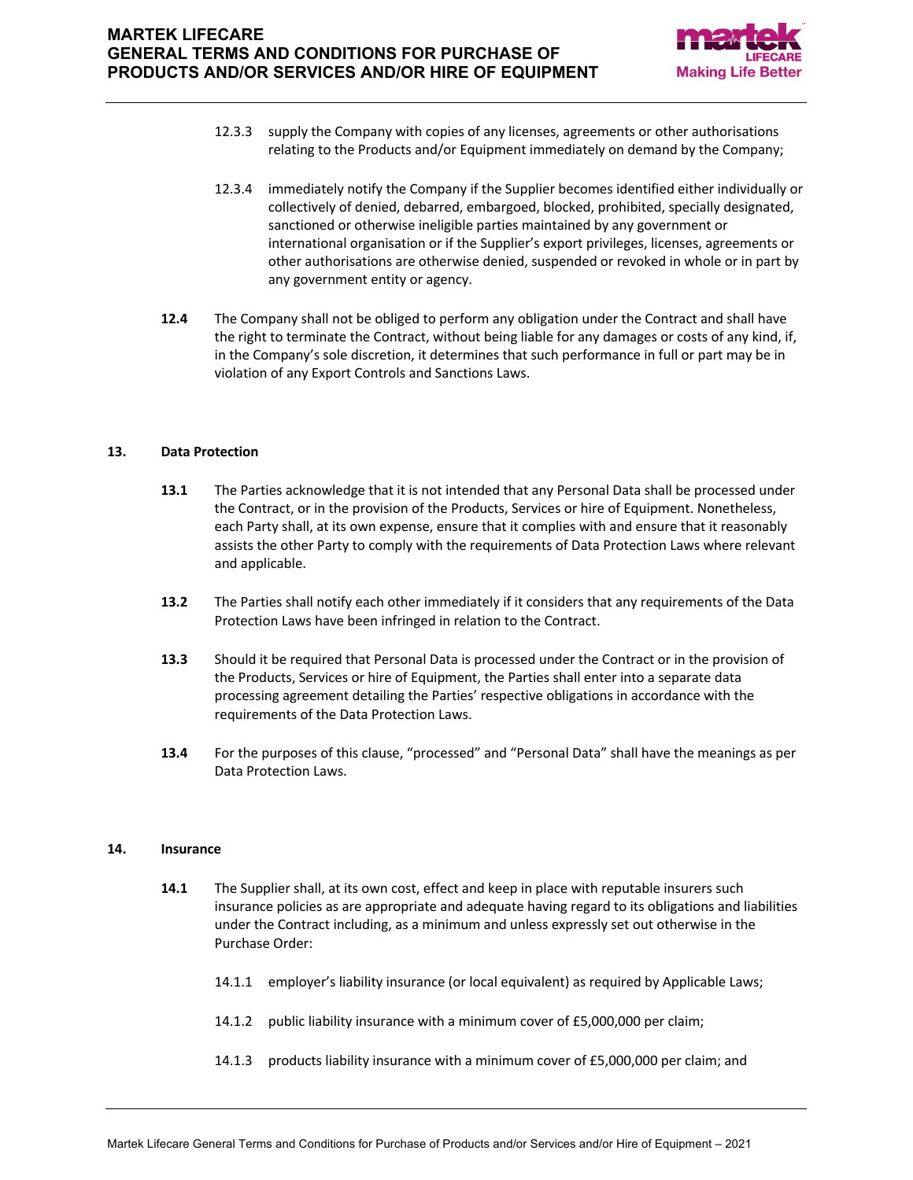12.3.3 supply the Company with copies of any licenses, agreements or other authorisations relating to the Products and/or Equipment immediately on demand by the Company;

12.3.4 immediately notify the Company if the Supplier becomes identified either individually or collectively of denied, debarred, embargoed, blocked, prohibited, specially designated, sanctioned or otherwise ineligible parties maintained by any government or international organisation or if the Supplier's export privileges, licenses, agreements or other authorisations are otherwise denied, suspended or revoked in whole or in part by any government entity or agency.

**12.4** The Company shall not be obliged to perform any obligation under the Contract and shall have the right to terminate the Contract, without being liable for any damages or costs of any kind, if, in the Company's sole discretion, it determines that such performance in full or part may be in violation of any Export Controls and Sanctions Laws.

## 13. Data Protection

**13.1** The Parties acknowledge that it is not intended that any Personal Data shall be processed under the Contract, or in the provision of the Products, Services or hire of Equipment. Nonetheless, each Party shall, at its own expense, ensure that it complies with and ensure that it reasonably assists the other Party to comply with the requirements of Data Protection Laws where relevant and applicable.

**13.2** The Parties shall notify each other immediately if it considers that any requirements of the Data Protection Laws have been infringed in relation to the Contract.

**13.3** Should it be required that Personal Data is processed under the Contract or in the provision of the Products, Services or hire of Equipment, the Parties shall enter into a separate data processing agreement detailing the Parties' respective obligations in accordance with the requirements of the Data Protection Laws.

**13.4** For the purposes of this clause, "processed" and "Personal Data" shall have the meanings as per Data Protection Laws.

## 14. Insurance

**14.1** The Supplier shall, at its own cost, effect and keep in place with reputable insurers such insurance policies as are appropriate and adequate having regard to its obligations and liabilities under the Contract including, as a minimum and unless expressly set out otherwise in the Purchase Order:

14.1.1 employer's liability insurance (or local equivalent) as required by Applicable Laws;

14.1.2 public liability insurance with a minimum cover of £5,000,000 per claim;

14.1.3 products liability insurance with a minimum cover of £5,000,000 per claim; and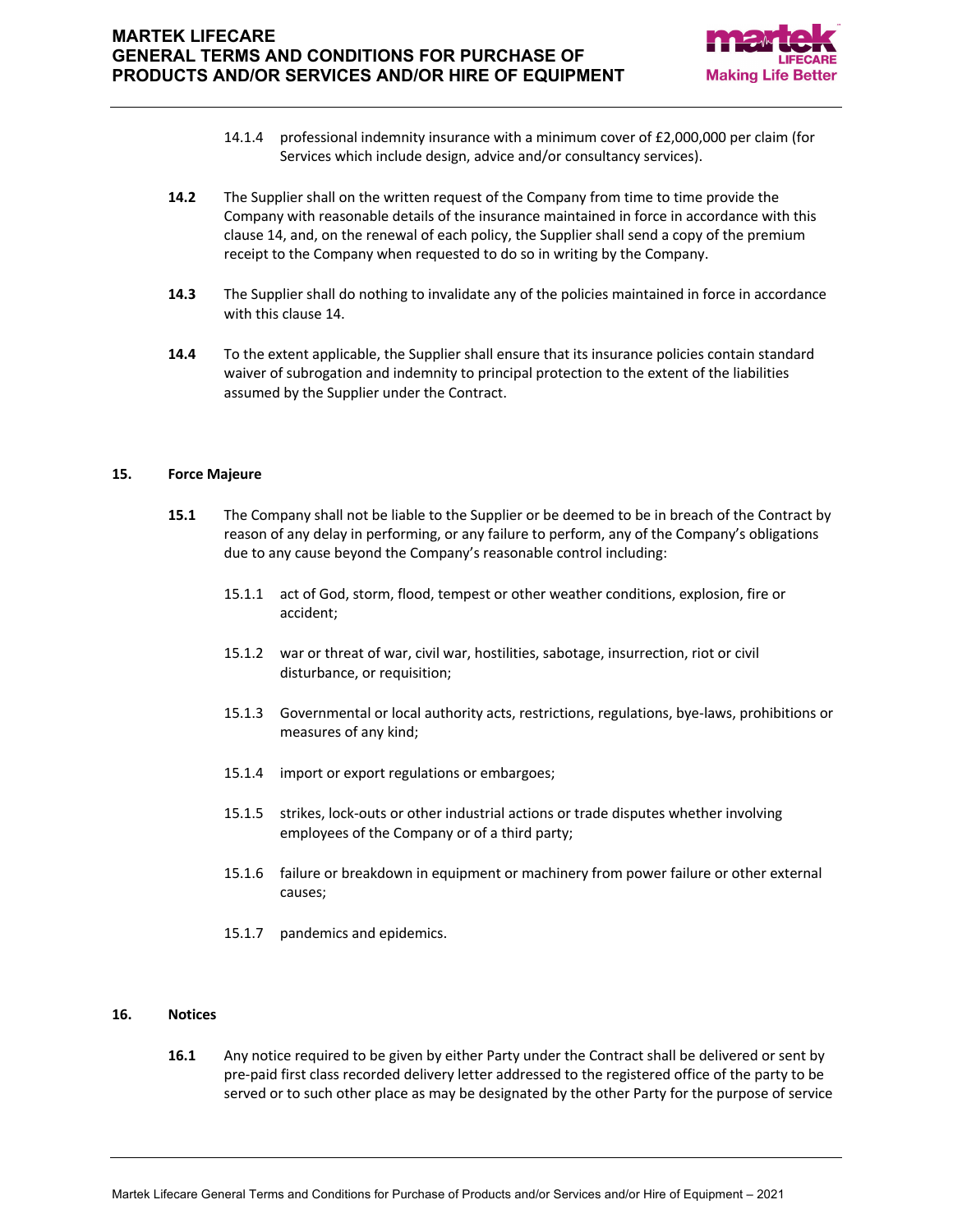14.1.4 professional indemnity insurance with a minimum cover of £2,000,000 per claim (for Services which include design, advice and/or consultancy services).

**14.2** The Supplier shall on the written request of the Company from time to time provide the Company with reasonable details of the insurance maintained in force in accordance with this clause 14, and, on the renewal of each policy, the Supplier shall send a copy of the premium receipt to the Company when requested to do so in writing by the Company.

**14.3** The Supplier shall do nothing to invalidate any of the policies maintained in force in accordance with this clause 14.

**14.4** To the extent applicable, the Supplier shall ensure that its insurance policies contain standard waiver of subrogation and indemnity to principal protection to the extent of the liabilities assumed by the Supplier under the Contract.

## 15. Force Majeure

**15.1** The Company shall not be liable to the Supplier or be deemed to be in breach of the Contract by reason of any delay in performing, or any failure to perform, any of the Company's obligations due to any cause beyond the Company's reasonable control including:

15.1.1 act of God, storm, flood, tempest or other weather conditions, explosion, fire or accident;

15.1.2 war or threat of war, civil war, hostilities, sabotage, insurrection, riot or civil disturbance, or requisition;

15.1.3 Governmental or local authority acts, restrictions, regulations, bye-laws, prohibitions or measures of any kind;

15.1.4 import or export regulations or embargoes;

15.1.5 strikes, lock-outs or other industrial actions or trade disputes whether involving employees of the Company or of a third party;

15.1.6 failure or breakdown in equipment or machinery from power failure or other external causes;

15.1.7 pandemics and epidemics.

## 16. Notices

**16.1** Any notice required to be given by either Party under the Contract shall be delivered or sent by pre-paid first class recorded delivery letter addressed to the registered office of the party to be served or to such other place as may be designated by the other Party for the purpose of service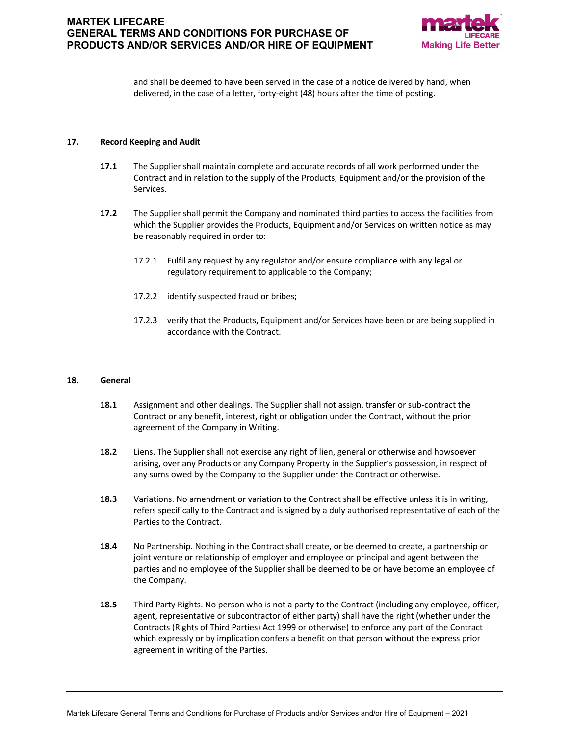and shall be deemed to have been served in the case of a notice delivered by hand, when delivered, in the case of a letter, forty-eight (48) hours after the time of posting.

## 17. Record Keeping and Audit

**17.1** The Supplier shall maintain complete and accurate records of all work performed under the Contract and in relation to the supply of the Products, Equipment and/or the provision of the Services.

**17.2** The Supplier shall permit the Company and nominated third parties to access the facilities from which the Supplier provides the Products, Equipment and/or Services on written notice as may be reasonably required in order to:

17.2.1 Fulfil any request by any regulator and/or ensure compliance with any legal or regulatory requirement to applicable to the Company;

17.2.2 identify suspected fraud or bribes;

17.2.3 verify that the Products, Equipment and/or Services have been or are being supplied in accordance with the Contract.

## 18. General

**18.1** Assignment and other dealings. The Supplier shall not assign, transfer or sub-contract the Contract or any benefit, interest, right or obligation under the Contract, without the prior agreement of the Company in Writing.

**18.2** Liens. The Supplier shall not exercise any right of lien, general or otherwise and howsoever arising, over any Products or any Company Property in the Supplier's possession, in respect of any sums owed by the Company to the Supplier under the Contract or otherwise.

**18.3** Variations. No amendment or variation to the Contract shall be effective unless it is in writing, refers specifically to the Contract and is signed by a duly authorised representative of each of the Parties to the Contract.

**18.4** No Partnership. Nothing in the Contract shall create, or be deemed to create, a partnership or joint venture or relationship of employer and employee or principal and agent between the parties and no employee of the Supplier shall be deemed to be or have become an employee of the Company.

**18.5** Third Party Rights. No person who is not a party to the Contract (including any employee, officer, agent, representative or subcontractor of either party) shall have the right (whether under the Contracts (Rights of Third Parties) Act 1999 or otherwise) to enforce any part of the Contract which expressly or by implication confers a benefit on that person without the express prior agreement in writing of the Parties.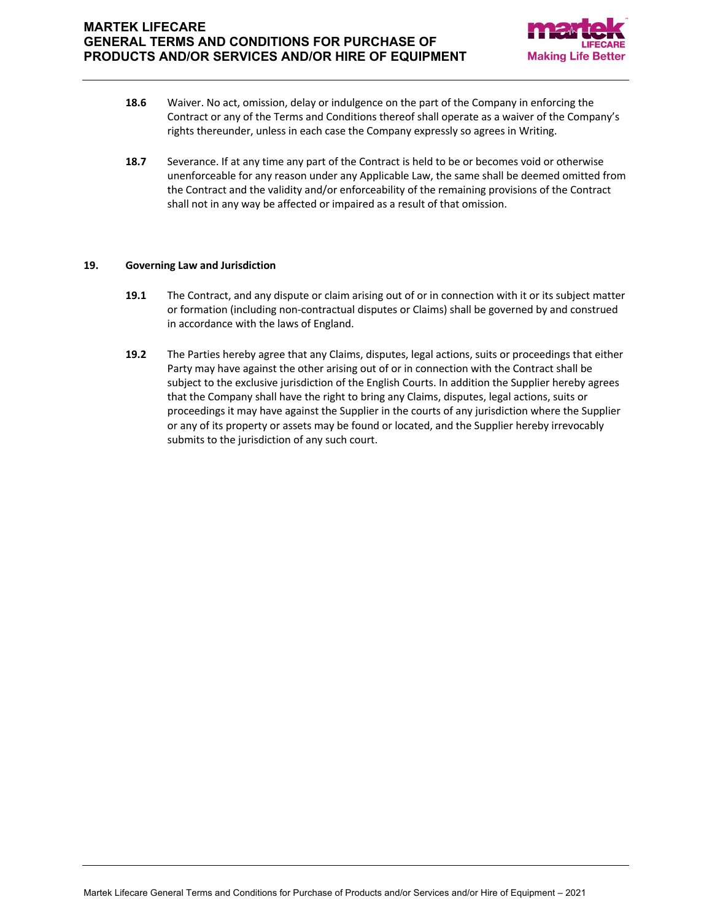**18.6** Waiver. No act, omission, delay or indulgence on the part of the Company in enforcing the Contract or any of the Terms and Conditions thereof shall operate as a waiver of the Company's rights thereunder, unless in each case the Company expressly so agrees in Writing.

**18.7** Severance. If at any time any part of the Contract is held to be or becomes void or otherwise unenforceable for any reason under any Applicable Law, the same shall be deemed omitted from the Contract and the validity and/or enforceability of the remaining provisions of the Contract shall not in any way be affected or impaired as a result of that omission.

## 19. Governing Law and Jurisdiction

**19.1** The Contract, and any dispute or claim arising out of or in connection with it or its subject matter or formation (including non-contractual disputes or Claims) shall be governed by and construed in accordance with the laws of England.

**19.2** The Parties hereby agree that any Claims, disputes, legal actions, suits or proceedings that either Party may have against the other arising out of or in connection with the Contract shall be subject to the exclusive jurisdiction of the English Courts. In addition the Supplier hereby agrees that the Company shall have the right to bring any Claims, disputes, legal actions, suits or proceedings it may have against the Supplier in the courts of any jurisdiction where the Supplier or any of its property or assets may be found or located, and the Supplier hereby irrevocably submits to the jurisdiction of any such court.